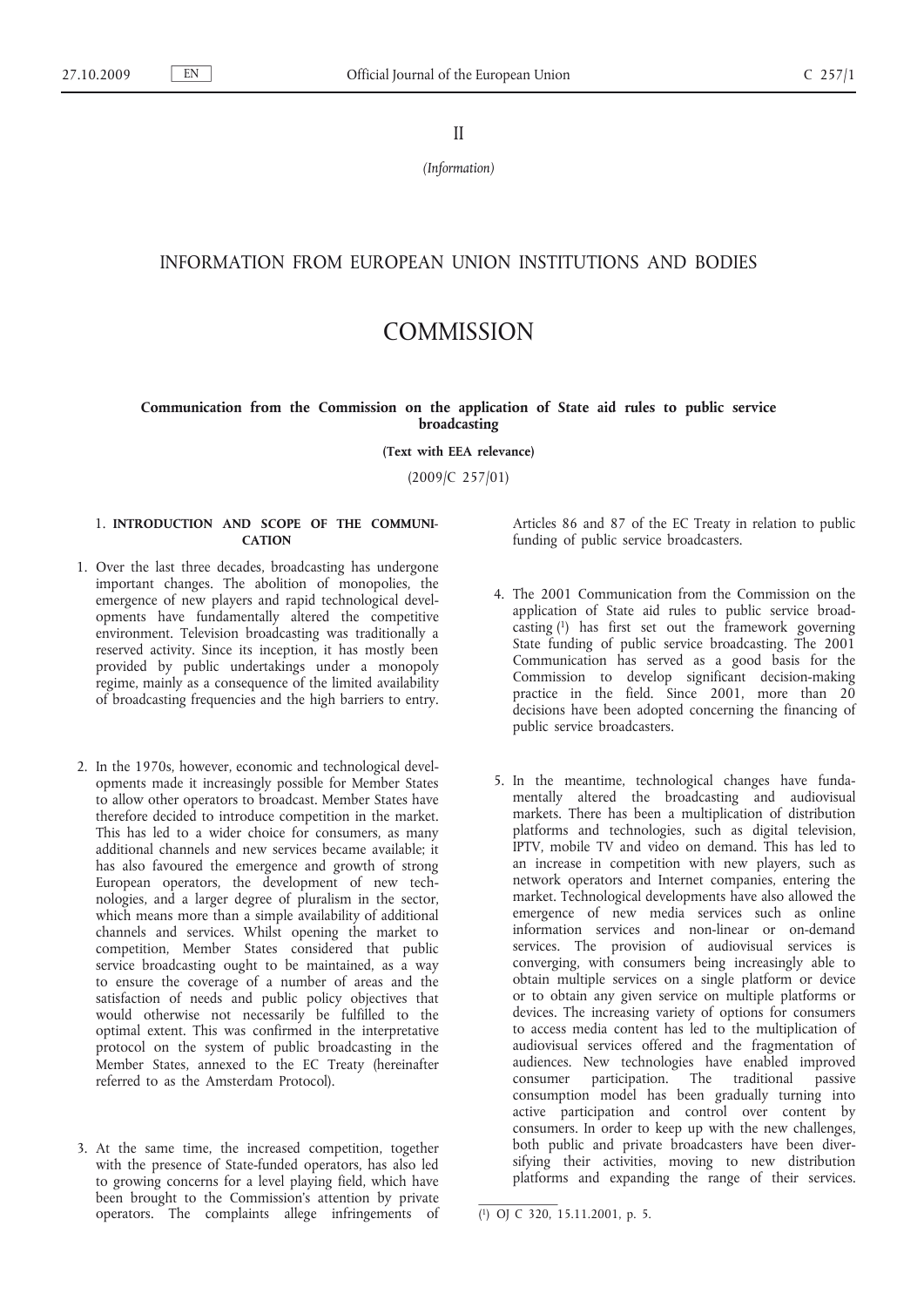II

*(Information)*

# INFORMATION FROM EUROPEAN UNION INSTITUTIONS AND BODIES

# COMMISSION

## Communication from the Commission on the application of State aid rules to public service broadcasting

**(Text with EEA relevance)**

(2009/C 257/01)

### 1. INTRODUCTION AND SCOPE OF THE COMMUNICATION

1. Over the last three decades, broadcasting has undergone important changes. The abolition of monopolies, the emergence of new players and rapid technological developments have fundamentally altered the competitive environment. Television broadcasting was traditionally a reserved activity. Since its inception, it has mostly been provided by public undertakings under a monopoly regime, mainly as a consequence of the limited availability of broadcasting frequencies and the high barriers to entry.

2. In the 1970s, however, economic and technological developments made it increasingly possible for Member States to allow other operators to broadcast. Member States have therefore decided to introduce competition in the market. This has led to a wider choice for consumers, as many additional channels and new services became available; it has also favoured the emergence and growth of strong European operators, the development of new technologies, and a larger degree of pluralism in the sector, which means more than a simple availability of additional channels and services. Whilst opening the market to competition, Member States considered that public service broadcasting ought to be maintained, as a way to ensure the coverage of a number of areas and the satisfaction of needs and public policy objectives that would otherwise not necessarily be fulfilled to the optimal extent. This was confirmed in the interpretative protocol on the system of public broadcasting in the Member States, annexed to the EC Treaty (hereinafter referred to as the Amsterdam Protocol).

3. At the same time, the increased competition, together with the presence of State-funded operators, has also led to growing concerns for a level playing field, which have been brought to the Commission's attention by private operators. The complaints allege infringements of Articles 86 and 87 of the EC Treaty in relation to public funding of public service broadcasters.

4. The 2001 Communication from the Commission on the application of State aid rules to public service broadcasting [1] has first set out the framework governing State funding of public service broadcasting. The 2001 Communication has served as a good basis for the Commission to develop significant decision-making practice in the field. Since 2001, more than 20 decisions have been adopted concerning the financing of public service broadcasters.

5. In the meantime, technological changes have fundamentally altered the broadcasting and audiovisual markets. There has been a multiplication of distribution platforms and technologies, such as digital television, IPTV, mobile TV and video on demand. This has led to an increase in competition with new players, such as network operators and Internet companies, entering the market. Technological developments have also allowed the emergence of new media services such as online information services and non-linear or on-demand services. The provision of audiovisual services is converging, with consumers being increasingly able to obtain multiple services on a single platform or device or to obtain any given service on multiple platforms or devices. The increasing variety of options for consumers to access media content has led to the multiplication of audiovisual services offered and the fragmentation of audiences. New technologies have enabled improved consumer participation. The traditional passive consumption model has been gradually turning into active participation and control over content by consumers. In order to keep up with the new challenges, both public and private broadcasters have been diversifying their activities, moving to new distribution platforms and expanding the range of their services.

[1] OJ C 320, 15.11.2001, p. 5.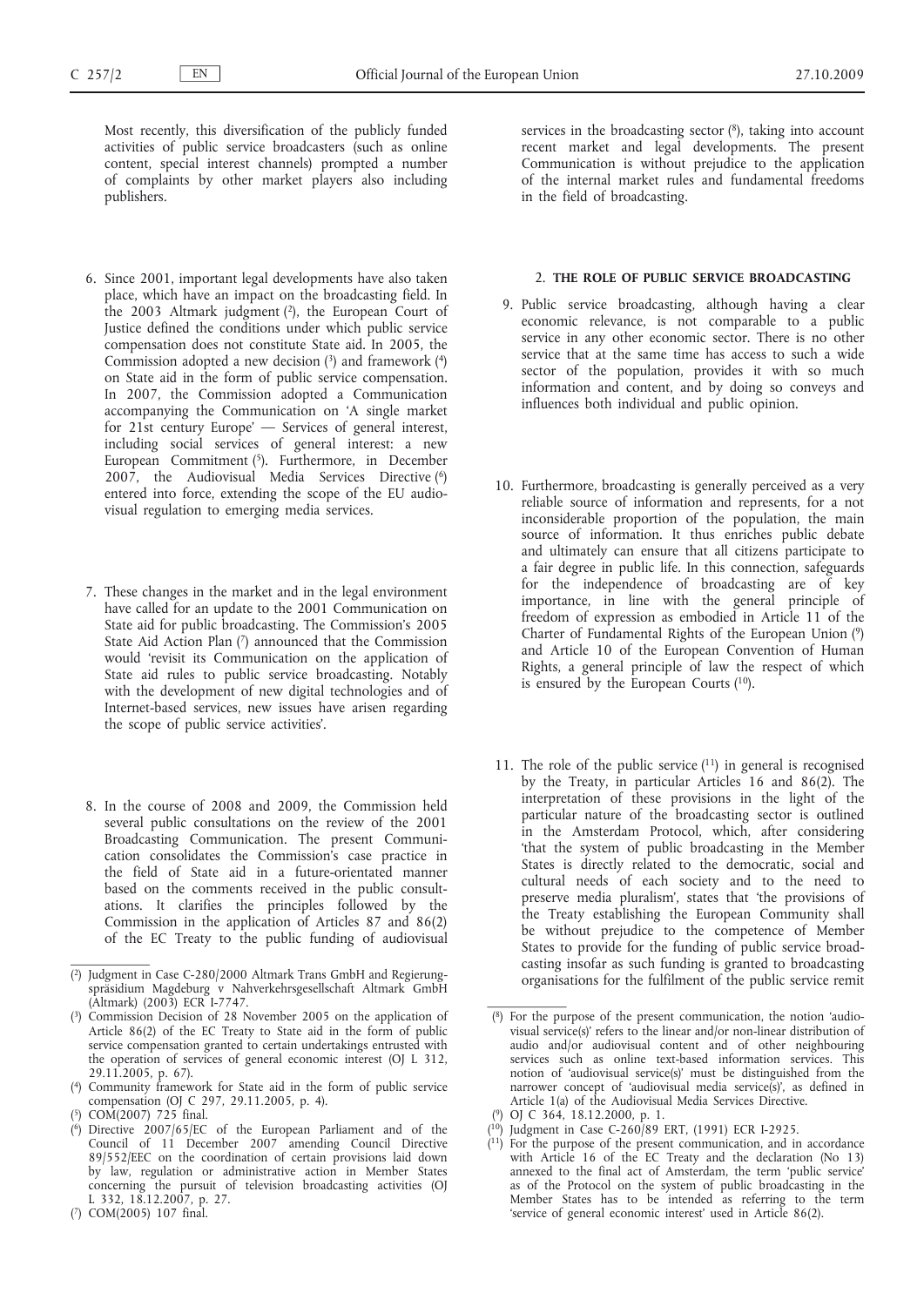Most recently, this diversification of the publicly funded activities of public service broadcasters (such as online content, special interest channels) prompted a number of complaints by other market players also including publishers.

6. Since 2001, important legal developments have also taken place, which have an impact on the broadcasting field. In the 2003 Altmark judgment [2], the European Court of Justice defined the conditions under which public service compensation does not constitute State aid. In 2005, the Commission adopted a new decision [3] and framework [4] on State aid in the form of public service compensation. In 2007, the Commission adopted a Communication accompanying the Communication on 'A single market for 21st century Europe' — Services of general interest, including social services of general interest: a new European Commitment [5]. Furthermore, in December 2007, the Audiovisual Media Services Directive [6] entered into force, extending the scope of the EU audiovisual regulation to emerging media services.

7. These changes in the market and in the legal environment have called for an update to the 2001 Communication on State aid for public broadcasting. The Commission's 2005 State Aid Action Plan [7] announced that the Commission would 'revisit its Communication on the application of State aid rules to public service broadcasting. Notably with the development of new digital technologies and of Internet-based services, new issues have arisen regarding the scope of public service activities'.

8. In the course of 2008 and 2009, the Commission held several public consultations on the review of the 2001 Broadcasting Communication. The present Communication consolidates the Commission's case practice in the field of State aid in a future-orientated manner based on the comments received in the public consultations. It clarifies the principles followed by the Commission in the application of Articles 87 and 86(2) of the EC Treaty to the public funding of audiovisual services in the broadcasting sector [8], taking into account recent market and legal developments. The present Communication is without prejudice to the application of the internal market rules and fundamental freedoms in the field of broadcasting.

## 2. THE ROLE OF PUBLIC SERVICE BROADCASTING

9. Public service broadcasting, although having a clear economic relevance, is not comparable to a public service in any other economic sector. There is no other service that at the same time has access to such a wide sector of the population, provides it with so much information and content, and by doing so conveys and influences both individual and public opinion.

10. Furthermore, broadcasting is generally perceived as a very reliable source of information and represents, for a not inconsiderable proportion of the population, the main source of information. It thus enriches public debate and ultimately can ensure that all citizens participate to a fair degree in public life. In this connection, safeguards for the independence of broadcasting are of key importance, in line with the general principle of freedom of expression as embodied in Article 11 of the Charter of Fundamental Rights of the European Union [9] and Article 10 of the European Convention of Human Rights, a general principle of law the respect of which is ensured by the European Courts [10].

11. The role of the public service [11] in general is recognised by the Treaty, in particular Articles 16 and 86(2). The interpretation of these provisions in the light of the particular nature of the broadcasting sector is outlined in the Amsterdam Protocol, which, after considering 'that the system of public broadcasting in the Member States is directly related to the democratic, social and cultural needs of each society and to the need to preserve media pluralism', states that 'the provisions of the Treaty establishing the European Community shall be without prejudice to the competence of Member States to provide for the funding of public service broadcasting insofar as such funding is granted to broadcasting organisations for the fulfilment of the public service remit

---

[2] Judgment in Case C-280/2000 Altmark Trans GmbH and Regierungspräsidium Magdeburg v Nahverkehrsgesellschaft Altmark GmbH (Altmark) (2003) ECR I-7747.

[3] Commission Decision of 28 November 2005 on the application of Article 86(2) of the EC Treaty to State aid in the form of public service compensation granted to certain undertakings entrusted with the operation of services of general economic interest (OJ L 312, 29.11.2005, p. 67).

[4] Community framework for State aid in the form of public service compensation (OJ C 297, 29.11.2005, p. 4).

[5] COM(2007) 725 final.

[6] Directive 2007/65/EC of the European Parliament and of the Council of 11 December 2007 amending Council Directive 89/552/EEC on the coordination of certain provisions laid down by law, regulation or administrative action in Member States concerning the pursuit of television broadcasting activities (OJ L 332, 18.12.2007, p. 27.

[7] COM(2005) 107 final.

[8] For the purpose of the present communication, the notion 'audiovisual service(s)' refers to the linear and/or non-linear distribution of audio and/or audiovisual content and of other neighbouring services such as online text-based information services. This notion of 'audiovisual service(s)' must be distinguished from the narrower concept of 'audiovisual media service(s)', as defined in Article 1(a) of the Audiovisual Media Services Directive.

[9] OJ C 364, 18.12.2000, p. 1.

[10] Judgment in Case C-260/89 ERT, (1991) ECR I-2925.

[11] For the purpose of the present communication, and in accordance with Article 16 of the EC Treaty and the declaration (No 13) annexed to the final act of Amsterdam, the term 'public service' as of the Protocol on the system of public broadcasting in the Member States has to be intended as referring to the term 'service of general economic interest' used in Article 86(2).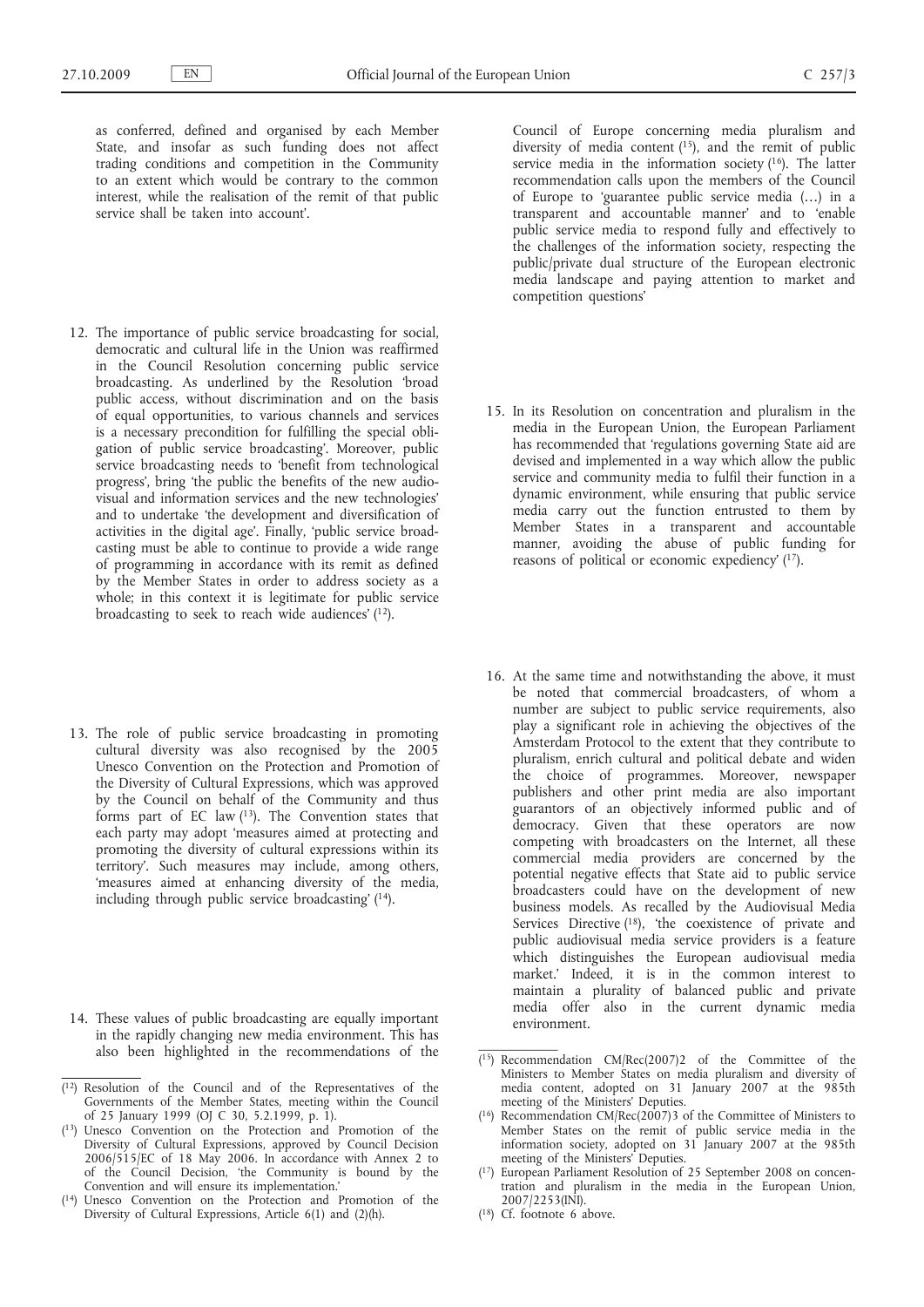as conferred, defined and organised by each Member State, and insofar as such funding does not affect trading conditions and competition in the Community to an extent which would be contrary to the common interest, while the realisation of the remit of that public service shall be taken into account'.

12. The importance of public service broadcasting for social, democratic and cultural life in the Union was reaffirmed in the Council Resolution concerning public service broadcasting. As underlined by the Resolution 'broad public access, without discrimination and on the basis of equal opportunities, to various channels and services is a necessary precondition for fulfilling the special obligation of public service broadcasting'. Moreover, public service broadcasting needs to 'benefit from technological progress', bring 'the public the benefits of the new audiovisual and information services and the new technologies' and to undertake 'the development and diversification of activities in the digital age'. Finally, 'public service broadcasting must be able to continue to provide a wide range of programming in accordance with its remit as defined by the Member States in order to address society as a whole; in this context it is legitimate for public service broadcasting to seek to reach wide audiences' [12].

13. The role of public service broadcasting in promoting cultural diversity was also recognised by the 2005 Unesco Convention on the Protection and Promotion of the Diversity of Cultural Expressions, which was approved by the Council on behalf of the Community and thus forms part of EC law [13]. The Convention states that each party may adopt 'measures aimed at protecting and promoting the diversity of cultural expressions within its territory'. Such measures may include, among others, 'measures aimed at enhancing diversity of the media, including through public service broadcasting' [14].

14. These values of public broadcasting are equally important in the rapidly changing new media environment. This has also been highlighted in the recommendations of the Council of Europe concerning media pluralism and diversity of media content [15], and the remit of public service media in the information society [16]. The latter recommendation calls upon the members of the Council of Europe to 'guarantee public service media (…) in a transparent and accountable manner' and to 'enable public service media to respond fully and effectively to the challenges of the information society, respecting the public/private dual structure of the European electronic media landscape and paying attention to market and competition questions'

15. In its Resolution on concentration and pluralism in the media in the European Union, the European Parliament has recommended that 'regulations governing State aid are devised and implemented in a way which allow the public service and community media to fulfil their function in a dynamic environment, while ensuring that public service media carry out the function entrusted to them by Member States in a transparent and accountable manner, avoiding the abuse of public funding for reasons of political or economic expediency' [17].

16. At the same time and notwithstanding the above, it must be noted that commercial broadcasters, of whom a number are subject to public service requirements, also play a significant role in achieving the objectives of the Amsterdam Protocol to the extent that they contribute to pluralism, enrich cultural and political debate and widen the choice of programmes. Moreover, newspaper publishers and other print media are also important guarantors of an objectively informed public and of democracy. Given that these operators are now competing with broadcasters on the Internet, all these commercial media providers are concerned by the potential negative effects that State aid to public service broadcasters could have on the development of new business models. As recalled by the Audiovisual Media Services Directive [18], 'the coexistence of private and public audiovisual media service providers is a feature which distinguishes the European audiovisual media market.' Indeed, it is in the common interest to maintain a plurality of balanced public and private media offer also in the current dynamic media environment.

---

[12] Resolution of the Council and of the Representatives of the Governments of the Member States, meeting within the Council of 25 January 1999 (OJ C 30, 5.2.1999, p. 1).

[13] Unesco Convention on the Protection and Promotion of the Diversity of Cultural Expressions, approved by Council Decision 2006/515/EC of 18 May 2006. In accordance with Annex 2 to of the Council Decision, 'the Community is bound by the Convention and will ensure its implementation.'

[14] Unesco Convention on the Protection and Promotion of the Diversity of Cultural Expressions, Article 6(1) and (2)(h).

[15] Recommendation CM/Rec(2007)2 of the Committee of the Ministers to Member States on media pluralism and diversity of media content, adopted on 31 January 2007 at the 985th meeting of the Ministers' Deputies.

[16] Recommendation CM/Rec(2007)3 of the Committee of Ministers to Member States on the remit of public service media in the information society, adopted on 31 January 2007 at the 985th meeting of the Ministers' Deputies.

[17] European Parliament Resolution of 25 September 2008 on concentration and pluralism in the media in the European Union, 2007/2253(INI).

[18] Cf. footnote 6 above.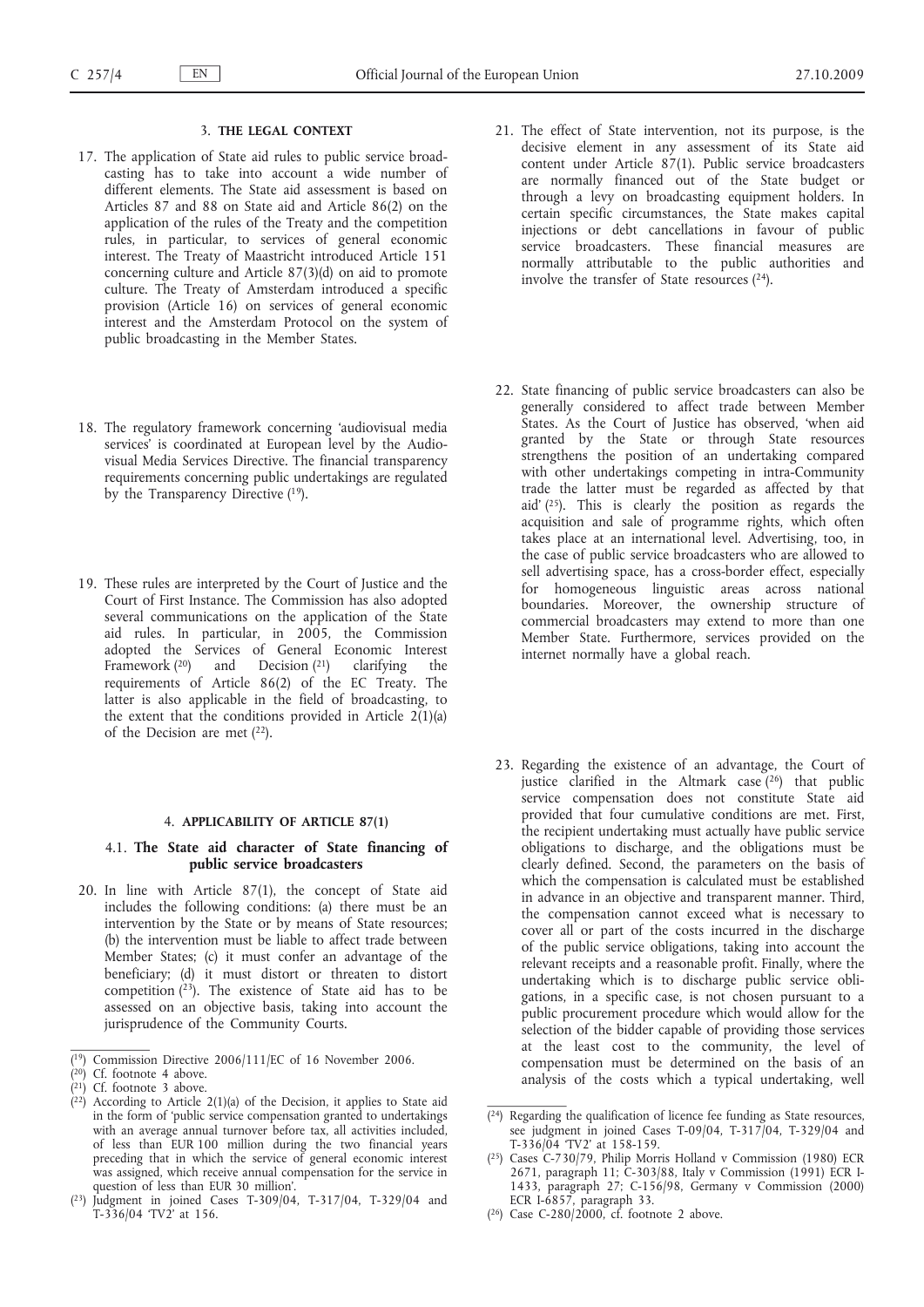## 3. **THE LEGAL CONTEXT**

17. The application of State aid rules to public service broadcasting has to take into account a wide number of different elements. The State aid assessment is based on Articles 87 and 88 on State aid and Article 86(2) on the application of the rules of the Treaty and the competition rules, in particular, to services of general economic interest. The Treaty of Maastricht introduced Article 151 concerning culture and Article 87(3)(d) on aid to promote culture. The Treaty of Amsterdam introduced a specific provision (Article 16) on services of general economic interest and the Amsterdam Protocol on the system of public broadcasting in the Member States.

18. The regulatory framework concerning 'audiovisual media services' is coordinated at European level by the Audiovisual Media Services Directive. The financial transparency requirements concerning public undertakings are regulated by the Transparency Directive [19].

19. These rules are interpreted by the Court of Justice and the Court of First Instance. The Commission has also adopted several communications on the application of the State aid rules. In particular, in 2005, the Commission adopted the Services of General Economic Interest Framework [20] and Decision [21] clarifying the requirements of Article 86(2) of the EC Treaty. The latter is also applicable in the field of broadcasting, to the extent that the conditions provided in Article 2(1)(a) of the Decision are met [22].

## 4. **APPLICABILITY OF ARTICLE 87(1)**

### 4.1. **The State aid character of State financing of public service broadcasters**

20. In line with Article 87(1), the concept of State aid includes the following conditions: (a) there must be an intervention by the State or by means of State resources; (b) the intervention must be liable to affect trade between Member States; (c) it must confer an advantage of the beneficiary; (d) it must distort or threaten to distort competition [23]. The existence of State aid has to be assessed on an objective basis, taking into account the jurisprudence of the Community Courts.

21. The effect of State intervention, not its purpose, is the decisive element in any assessment of its State aid content under Article 87(1). Public service broadcasters are normally financed out of the State budget or through a levy on broadcasting equipment holders. In certain specific circumstances, the State makes capital injections or debt cancellations in favour of public service broadcasters. These financial measures are normally attributable to the public authorities and involve the transfer of State resources [24].

22. State financing of public service broadcasters can also be generally considered to affect trade between Member States. As the Court of Justice has observed, 'when aid granted by the State or through State resources strengthens the position of an undertaking compared with other undertakings competing in intra-Community trade the latter must be regarded as affected by that aid' [25]. This is clearly the position as regards the acquisition and sale of programme rights, which often takes place at an international level. Advertising, too, in the case of public service broadcasters who are allowed to sell advertising space, has a cross-border effect, especially for homogeneous linguistic areas across national boundaries. Moreover, the ownership structure of commercial broadcasters may extend to more than one Member State. Furthermore, services provided on the internet normally have a global reach.

23. Regarding the existence of an advantage, the Court of justice clarified in the Altmark case [26] that public service compensation does not constitute State aid provided that four cumulative conditions are met. First, the recipient undertaking must actually have public service obligations to discharge, and the obligations must be clearly defined. Second, the parameters on the basis of which the compensation is calculated must be established in advance in an objective and transparent manner. Third, the compensation cannot exceed what is necessary to cover all or part of the costs incurred in the discharge of the public service obligations, taking into account the relevant receipts and a reasonable profit. Finally, where the undertaking which is to discharge public service obligations, in a specific case, is not chosen pursuant to a public procurement procedure which would allow for the selection of the bidder capable of providing those services at the least cost to the community, the level of compensation must be determined on the basis of an analysis of the costs which a typical undertaking, well

---

[19] Commission Directive 2006/111/EC of 16 November 2006.

[20] Cf. footnote 4 above.

[21] Cf. footnote 3 above.

[22] According to Article 2(1)(a) of the Decision, it applies to State aid in the form of 'public service compensation granted to undertakings with an average annual turnover before tax, all activities included, of less than EUR 100 million during the two financial years preceding that in which the service of general economic interest was assigned, which receive annual compensation for the service in question of less than EUR 30 million'.

[23] Judgment in joined Cases T-309/04, T-317/04, T-329/04 and T-336/04 'TV2' at 156.

[24] Regarding the qualification of licence fee funding as State resources, see judgment in joined Cases T-09/04, T-317/04, T-329/04 and T-336/04 'TV2' at 158-159.

[25] Cases C-730/79, Philip Morris Holland v Commission (1980) ECR 2671, paragraph 11; C-303/88, Italy v Commission (1991) ECR I-1433, paragraph 27; C-156/98, Germany v Commission (2000) ECR I-6857, paragraph 33.

[26] Case C-280/2000, cf. footnote 2 above.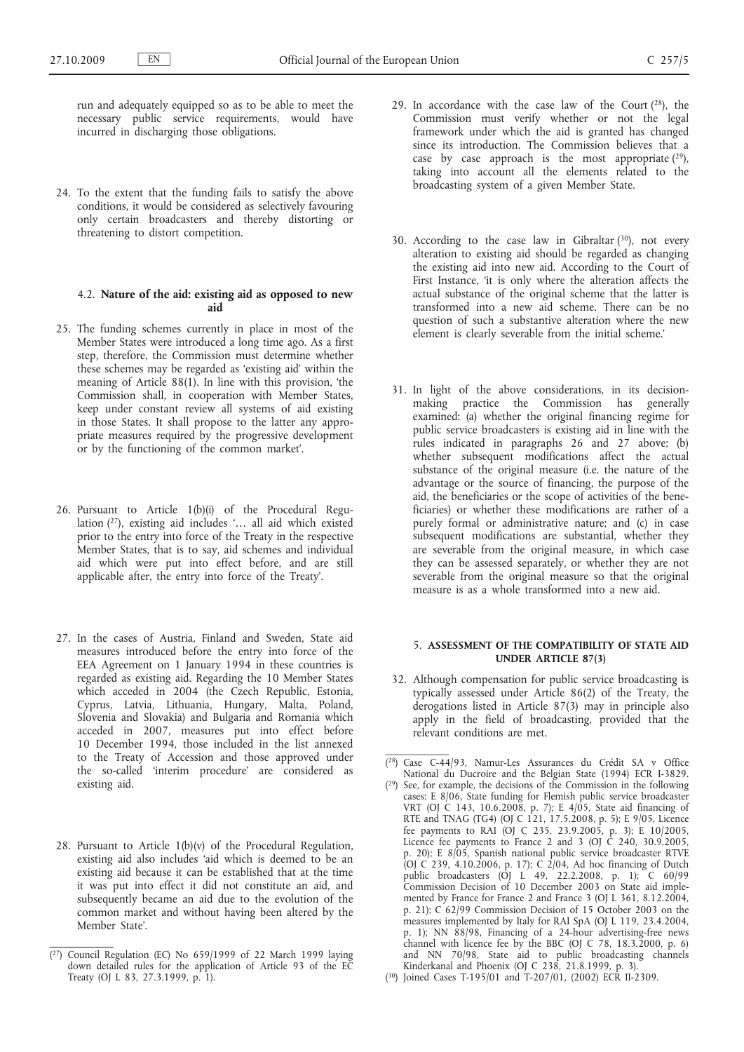run and adequately equipped so as to be able to meet the necessary public service requirements, would have incurred in discharging those obligations.

24. To the extent that the funding fails to satisfy the above conditions, it would be considered as selectively favouring only certain broadcasters and thereby distorting or threatening to distort competition.

### 4.2. **Nature of the aid: existing aid as opposed to new aid**

25. The funding schemes currently in place in most of the Member States were introduced a long time ago. As a first step, therefore, the Commission must determine whether these schemes may be regarded as 'existing aid' within the meaning of Article 88(1). In line with this provision, 'the Commission shall, in cooperation with Member States, keep under constant review all systems of aid existing in those States. It shall propose to the latter any appropriate measures required by the progressive development or by the functioning of the common market'.

26. Pursuant to Article 1(b)(i) of the Procedural Regulation [27], existing aid includes '… all aid which existed prior to the entry into force of the Treaty in the respective Member States, that is to say, aid schemes and individual aid which were put into effect before, and are still applicable after, the entry into force of the Treaty'.

27. In the cases of Austria, Finland and Sweden, State aid measures introduced before the entry into force of the EEA Agreement on 1 January 1994 in these countries is regarded as existing aid. Regarding the 10 Member States which acceded in 2004 (the Czech Republic, Estonia, Cyprus, Latvia, Lithuania, Hungary, Malta, Poland, Slovenia and Slovakia) and Bulgaria and Romania which acceded in 2007, measures put into effect before 10 December 1994, those included in the list annexed to the Treaty of Accession and those approved under the so-called 'interim procedure' are considered as existing aid.

28. Pursuant to Article 1(b)(v) of the Procedural Regulation, existing aid also includes 'aid which is deemed to be an existing aid because it can be established that at the time it was put into effect it did not constitute an aid, and subsequently became an aid due to the evolution of the common market and without having been altered by the Member State'.

29. In accordance with the case law of the Court [28], the Commission must verify whether or not the legal framework under which the aid is granted has changed since its introduction. The Commission believes that a case by case approach is the most appropriate [29], taking into account all the elements related to the broadcasting system of a given Member State.

30. According to the case law in Gibraltar [30], not every alteration to existing aid should be regarded as changing the existing aid into new aid. According to the Court of First Instance, 'it is only where the alteration affects the actual substance of the original scheme that the latter is transformed into a new aid scheme. There can be no question of such a substantive alteration where the new element is clearly severable from the initial scheme.'

31. In light of the above considerations, in its decision-making practice the Commission has generally examined: (a) whether the original financing regime for public service broadcasters is existing aid in line with the rules indicated in paragraphs 26 and 27 above; (b) whether subsequent modifications affect the actual substance of the original measure (i.e. the nature of the advantage or the source of financing, the purpose of the aid, the beneficiaries or the scope of activities of the beneficiaries) or whether these modifications are rather of a purely formal or administrative nature; and (c) in case subsequent modifications are substantial, whether they are severable from the original measure, in which case they can be assessed separately, or whether they are not severable from the original measure so that the original measure is as a whole transformed into a new aid.

## 5. **ASSESSMENT OF THE COMPATIBILITY OF STATE AID UNDER ARTICLE 87(3)**

32. Although compensation for public service broadcasting is typically assessed under Article 86(2) of the Treaty, the derogations listed in Article 87(3) may in principle also apply in the field of broadcasting, provided that the relevant conditions are met.

---

[27] Council Regulation (EC) No 659/1999 of 22 March 1999 laying down detailed rules for the application of Article 93 of the EC Treaty (OJ L 83, 27.3.1999, p. 1).

[28] Case C-44/93, Namur-Les Assurances du Crédit SA v Office National du Ducroire and the Belgian State (1994) ECR I-3829.

[29] See, for example, the decisions of the Commission in the following cases: E 8/06, State funding for Flemish public service broadcaster VRT (OJ C 143, 10.6.2008, p. 7); E 4/05, State aid financing of RTE and TNAG (TG4) (OJ C 121, 17.5.2008, p. 5); E 9/05, Licence fee payments to RAI (OJ C 235, 23.9.2005, p. 3); E 10/2005, Licence fee payments to France 2 and 3 (OJ C 240, 30.9.2005, p. 20); E 8/05, Spanish national public service broadcaster RTVE (OJ C 239, 4.10.2006, p. 17); C 2/04, Ad hoc financing of Dutch public broadcasters (OJ L 49, 22.2.2008, p. 1); C 60/99 Commission Decision of 10 December 2003 on State aid implemented by France for France 2 and France 3 (OJ L 361, 8.12.2004, p. 21); C 62/99 Commission Decision of 15 October 2003 on the measures implemented by Italy for RAI SpA (OJ L 119, 23.4.2004, p. 1); NN 88/98, Financing of a 24-hour advertising-free news channel with licence fee by the BBC (OJ C 78, 18.3.2000, p. 6) and NN 70/98, State aid to public broadcasting channels Kinderkanal and Phoenix (OJ C 238, 21.8.1999, p. 3).

[30] Joined Cases T-195/01 and T-207/01, (2002) ECR II-2309.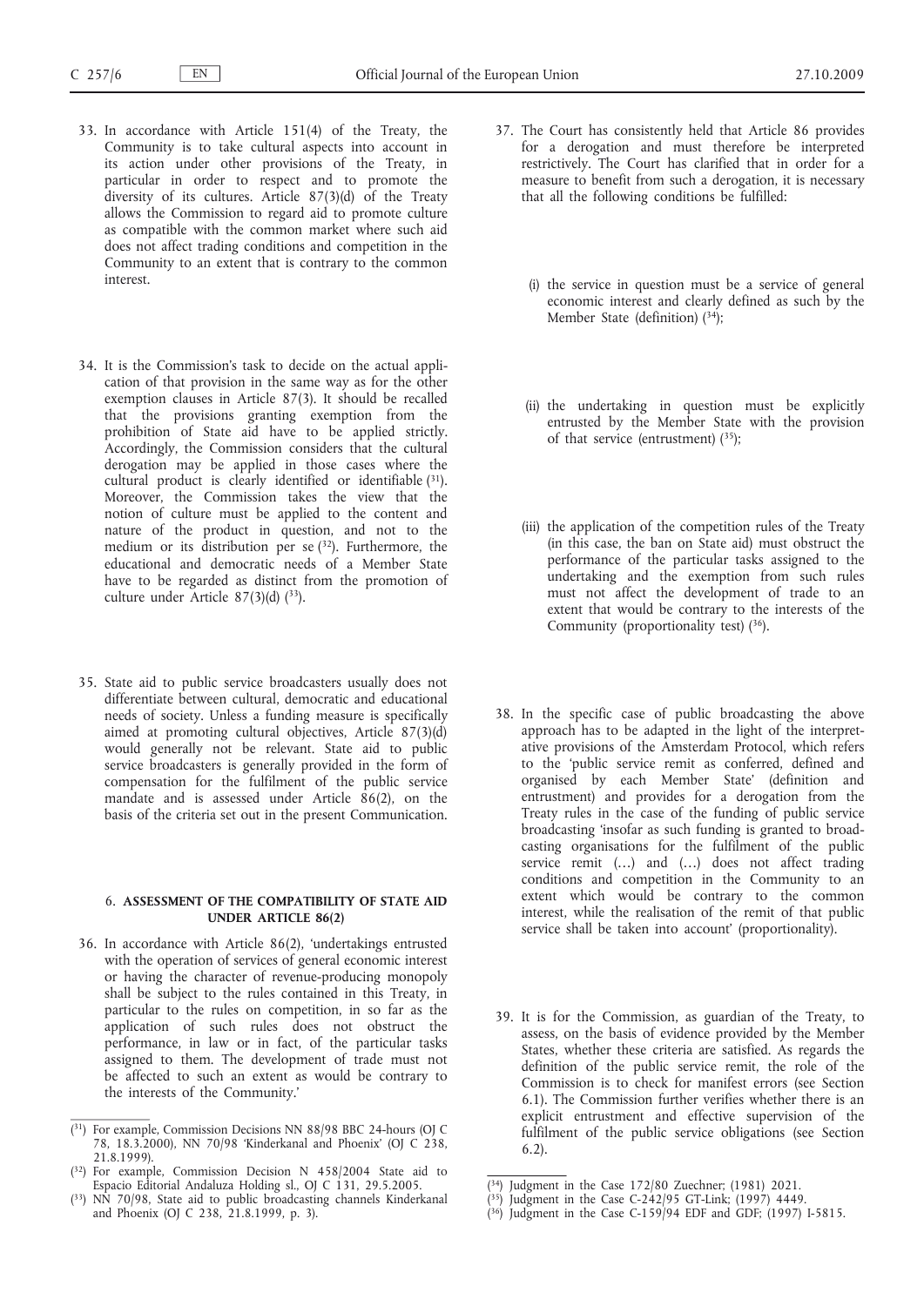33. In accordance with Article 151(4) of the Treaty, the Community is to take cultural aspects into account in its action under other provisions of the Treaty, in particular in order to respect and to promote the diversity of its cultures. Article 87(3)(d) of the Treaty allows the Commission to regard aid to promote culture as compatible with the common market where such aid does not affect trading conditions and competition in the Community to an extent that is contrary to the common interest.

34. It is the Commission's task to decide on the actual application of that provision in the same way as for the other exemption clauses in Article 87(3). It should be recalled that the provisions granting exemption from the prohibition of State aid have to be applied strictly. Accordingly, the Commission considers that the cultural derogation may be applied in those cases where the cultural product is clearly identified or identifiable [31]. Moreover, the Commission takes the view that the notion of culture must be applied to the content and nature of the product in question, and not to the medium or its distribution per se [32]. Furthermore, the educational and democratic needs of a Member State have to be regarded as distinct from the promotion of culture under Article 87(3)(d) [33].

35. State aid to public service broadcasters usually does not differentiate between cultural, democratic and educational needs of society. Unless a funding measure is specifically aimed at promoting cultural objectives, Article 87(3)(d) would generally not be relevant. State aid to public service broadcasters is generally provided in the form of compensation for the fulfilment of the public service mandate and is assessed under Article 86(2), on the basis of the criteria set out in the present Communication.

## 6. ASSESSMENT OF THE COMPATIBILITY OF STATE AID UNDER ARTICLE 86(2)

36. In accordance with Article 86(2), 'undertakings entrusted with the operation of services of general economic interest or having the character of revenue-producing monopoly shall be subject to the rules contained in this Treaty, in particular to the rules on competition, in so far as the application of such rules does not obstruct the performance, in law or in fact, of the particular tasks assigned to them. The development of trade must not be affected to such an extent as would be contrary to the interests of the Community.'

37. The Court has consistently held that Article 86 provides for a derogation and must therefore be interpreted restrictively. The Court has clarified that in order for a measure to benefit from such a derogation, it is necessary that all the following conditions be fulfilled:

   (i) the service in question must be a service of general economic interest and clearly defined as such by the Member State (definition) [34];

   (ii) the undertaking in question must be explicitly entrusted by the Member State with the provision of that service (entrustment) [35];

   (iii) the application of the competition rules of the Treaty (in this case, the ban on State aid) must obstruct the performance of the particular tasks assigned to the undertaking and the exemption from such rules must not affect the development of trade to an extent that would be contrary to the interests of the Community (proportionality test) [36].

38. In the specific case of public broadcasting the above approach has to be adapted in the light of the interpretative provisions of the Amsterdam Protocol, which refers to the 'public service remit as conferred, defined and organised by each Member State' (definition and entrustment) and provides for a derogation from the Treaty rules in the case of the funding of public service broadcasting 'insofar as such funding is granted to broadcasting organisations for the fulfilment of the public service remit (…) and (…) does not affect trading conditions and competition in the Community to an extent which would be contrary to the common interest, while the realisation of the remit of that public service shall be taken into account' (proportionality).

39. It is for the Commission, as guardian of the Treaty, to assess, on the basis of evidence provided by the Member States, whether these criteria are satisfied. As regards the definition of the public service remit, the role of the Commission is to check for manifest errors (see Section 6.1). The Commission further verifies whether there is an explicit entrustment and effective supervision of the fulfilment of the public service obligations (see Section 6.2).

---

[31] For example, Commission Decisions NN 88/98 BBC 24-hours (OJ C 78, 18.3.2000), NN 70/98 'Kinderkanal and Phoenix' (OJ C 238, 21.8.1999).

[32] For example, Commission Decision N 458/2004 State aid to Espacio Editorial Andaluza Holding sl., OJ C 131, 29.5.2005.

[33] NN 70/98, State aid to public broadcasting channels Kinderkanal and Phoenix (OJ C 238, 21.8.1999, p. 3).

[34] Judgment in the Case 172/80 Zuechner; (1981) 2021.

[35] Judgment in the Case C-242/95 GT-Link; (1997) 4449.

[36] Judgment in the Case C-159/94 EDF and GDF; (1997) I-5815.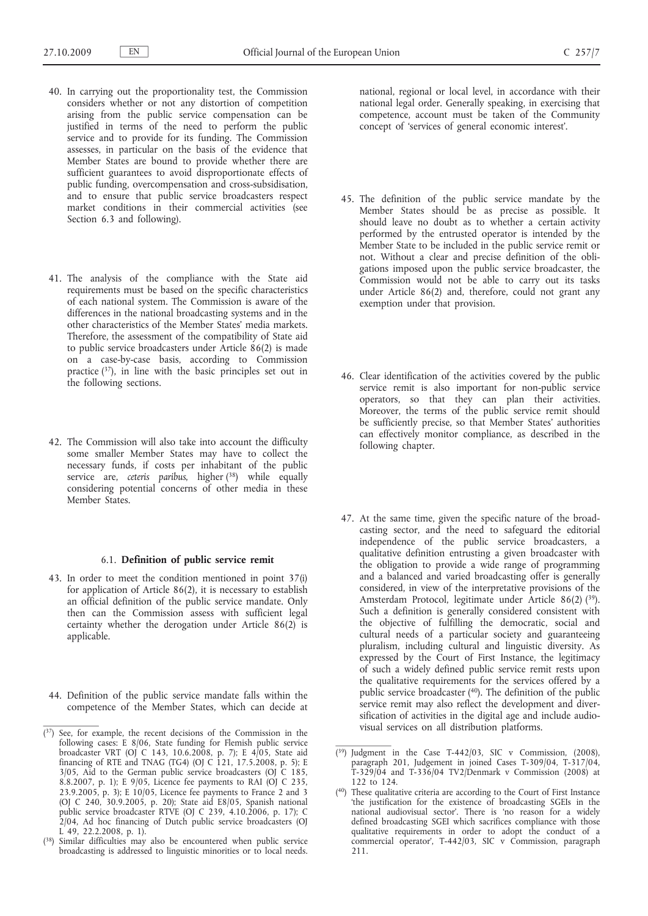40. In carrying out the proportionality test, the Commission considers whether or not any distortion of competition arising from the public service compensation can be justified in terms of the need to perform the public service and to provide for its funding. The Commission assesses, in particular on the basis of the evidence that Member States are bound to provide whether there are sufficient guarantees to avoid disproportionate effects of public funding, overcompensation and cross-subsidisation, and to ensure that public service broadcasters respect market conditions in their commercial activities (see Section 6.3 and following).

41. The analysis of the compliance with the State aid requirements must be based on the specific characteristics of each national system. The Commission is aware of the differences in the national broadcasting systems and in the other characteristics of the Member States' media markets. Therefore, the assessment of the compatibility of State aid to public service broadcasters under Article 86(2) is made on a case-by-case basis, according to Commission practice [37], in line with the basic principles set out in the following sections.

42. The Commission will also take into account the difficulty some smaller Member States may have to collect the necessary funds, if costs per inhabitant of the public service are, *ceteris paribus*, higher [38] while equally considering potential concerns of other media in these Member States.

### 6.1. **Definition of public service remit**

43. In order to meet the condition mentioned in point 37(i) for application of Article 86(2), it is necessary to establish an official definition of the public service mandate. Only then can the Commission assess with sufficient legal certainty whether the derogation under Article 86(2) is applicable.

44. Definition of the public service mandate falls within the competence of the Member States, which can decide at national, regional or local level, in accordance with their national legal order. Generally speaking, in exercising that competence, account must be taken of the Community concept of 'services of general economic interest'.

45. The definition of the public service mandate by the Member States should be as precise as possible. It should leave no doubt as to whether a certain activity performed by the entrusted operator is intended by the Member State to be included in the public service remit or not. Without a clear and precise definition of the obligations imposed upon the public service broadcaster, the Commission would not be able to carry out its tasks under Article 86(2) and, therefore, could not grant any exemption under that provision.

46. Clear identification of the activities covered by the public service remit is also important for non-public service operators, so that they can plan their activities. Moreover, the terms of the public service remit should be sufficiently precise, so that Member States' authorities can effectively monitor compliance, as described in the following chapter.

47. At the same time, given the specific nature of the broadcasting sector, and the need to safeguard the editorial independence of the public service broadcasters, a qualitative definition entrusting a given broadcaster with the obligation to provide a wide range of programming and a balanced and varied broadcasting offer is generally considered, in view of the interpretative provisions of the Amsterdam Protocol, legitimate under Article 86(2) [39]. Such a definition is generally considered consistent with the objective of fulfilling the democratic, social and cultural needs of a particular society and guaranteeing pluralism, including cultural and linguistic diversity. As expressed by the Court of First Instance, the legitimacy of such a widely defined public service remit rests upon the qualitative requirements for the services offered by a public service broadcaster [40]. The definition of the public service remit may also reflect the development and diversification of activities in the digital age and include audiovisual services on all distribution platforms.

---

[37] See, for example, the recent decisions of the Commission in the following cases: E 8/06, State funding for Flemish public service broadcaster VRT (OJ C 143, 10.6.2008, p. 7); E 4/05, State aid financing of RTE and TNAG (TG4) (OJ C 121, 17.5.2008, p. 5); E 3/05, Aid to the German public service broadcasters (OJ C 185, 8.8.2007, p. 1); E 9/05, Licence fee payments to RAI (OJ C 235, 23.9.2005, p. 3); E 10/05, Licence fee payments to France 2 and 3 (OJ C 240, 30.9.2005, p. 20); State aid E8/05, Spanish national public service broadcaster RTVE (OJ C 239, 4.10.2006, p. 17); C 2/04, Ad hoc financing of Dutch public service broadcasters (OJ L 49, 22.2.2008, p. 1).

[38] Similar difficulties may also be encountered when public service broadcasting is addressed to linguistic minorities or to local needs.

[39] Judgment in the Case T-442/03, SIC v Commission, (2008), paragraph 201, Judgement in joined Cases T-309/04, T-317/04, T-329/04 and T-336/04 TV2/Denmark v Commission (2008) at 122 to 124.

[40] These qualitative criteria are according to the Court of First Instance 'the justification for the existence of broadcasting SGEIs in the national audiovisual sector'. There is 'no reason for a widely defined broadcasting SGEI which sacrifices compliance with those qualitative requirements in order to adopt the conduct of a commercial operator', T-442/03, SIC v Commission, paragraph 211.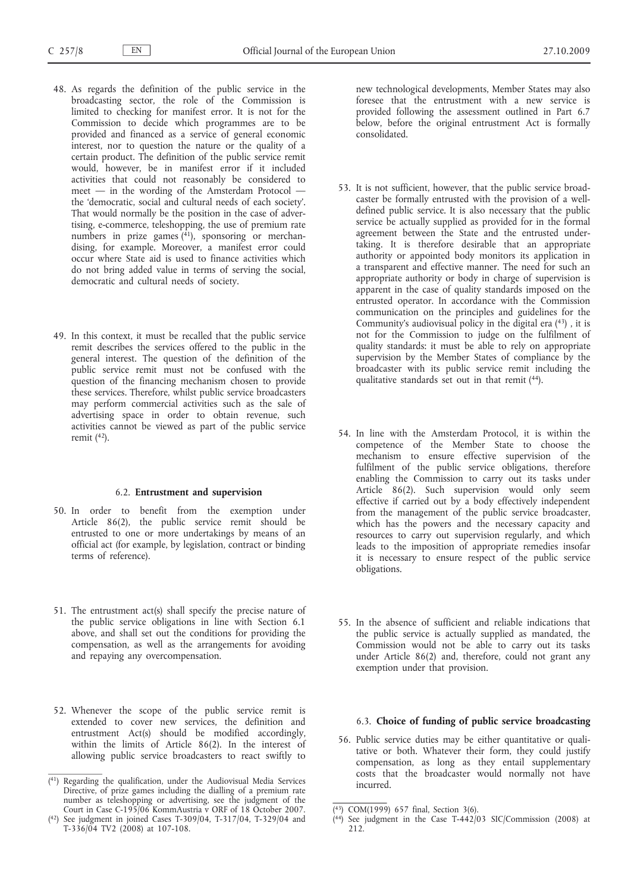48. As regards the definition of the public service in the broadcasting sector, the role of the Commission is limited to checking for manifest error. It is not for the Commission to decide which programmes are to be provided and financed as a service of general economic interest, nor to question the nature or the quality of a certain product. The definition of the public service remit would, however, be in manifest error if it included activities that could not reasonably be considered to meet — in the wording of the Amsterdam Protocol — the 'democratic, social and cultural needs of each society'. That would normally be the position in the case of advertising, e-commerce, teleshopping, the use of premium rate numbers in prize games [41], sponsoring or merchandising, for example. Moreover, a manifest error could occur where State aid is used to finance activities which do not bring added value in terms of serving the social, democratic and cultural needs of society.

49. In this context, it must be recalled that the public service remit describes the services offered to the public in the general interest. The question of the definition of the public service remit must not be confused with the question of the financing mechanism chosen to provide these services. Therefore, whilst public service broadcasters may perform commercial activities such as the sale of advertising space in order to obtain revenue, such activities cannot be viewed as part of the public service remit [42].

### 6.2. **Entrustment and supervision**

50. In order to benefit from the exemption under Article 86(2), the public service remit should be entrusted to one or more undertakings by means of an official act (for example, by legislation, contract or binding terms of reference).

51. The entrustment act(s) shall specify the precise nature of the public service obligations in line with Section 6.1 above, and shall set out the conditions for providing the compensation, as well as the arrangements for avoiding and repaying any overcompensation.

52. Whenever the scope of the public service remit is extended to cover new services, the definition and entrustment Act(s) should be modified accordingly, within the limits of Article 86(2). In the interest of allowing public service broadcasters to react swiftly to new technological developments, Member States may also foresee that the entrustment with a new service is provided following the assessment outlined in Part 6.7 below, before the original entrustment Act is formally consolidated.

53. It is not sufficient, however, that the public service broadcaster be formally entrusted with the provision of a well-defined public service. It is also necessary that the public service be actually supplied as provided for in the formal agreement between the State and the entrusted undertaking. It is therefore desirable that an appropriate authority or appointed body monitors its application in a transparent and effective manner. The need for such an appropriate authority or body in charge of supervision is apparent in the case of quality standards imposed on the entrusted operator. In accordance with the Commission communication on the principles and guidelines for the Community's audiovisual policy in the digital era [43] , it is not for the Commission to judge on the fulfilment of quality standards: it must be able to rely on appropriate supervision by the Member States of compliance by the broadcaster with its public service remit including the qualitative standards set out in that remit [44].

54. In line with the Amsterdam Protocol, it is within the competence of the Member State to choose the mechanism to ensure effective supervision of the fulfilment of the public service obligations, therefore enabling the Commission to carry out its tasks under Article 86(2). Such supervision would only seem effective if carried out by a body effectively independent from the management of the public service broadcaster, which has the powers and the necessary capacity and resources to carry out supervision regularly, and which leads to the imposition of appropriate remedies insofar it is necessary to ensure respect of the public service obligations.

55. In the absence of sufficient and reliable indications that the public service is actually supplied as mandated, the Commission would not be able to carry out its tasks under Article 86(2) and, therefore, could not grant any exemption under that provision.

### 6.3. **Choice of funding of public service broadcasting**

56. Public service duties may be either quantitative or qualitative or both. Whatever their form, they could justify compensation, as long as they entail supplementary costs that the broadcaster would normally not have incurred.

---

[41] Regarding the qualification, under the Audiovisual Media Services Directive, of prize games including the dialling of a premium rate number as teleshopping or advertising, see the judgment of the Court in Case C-195/06 KommAustria v ORF of 18 October 2007.

[42] See judgment in joined Cases T-309/04, T-317/04, T-329/04 and T-336/04 TV2 (2008) at 107-108.

[43] COM(1999) 657 final, Section 3(6).

[44] See judgment in the Case T-442/03 SIC/Commission (2008) at 212.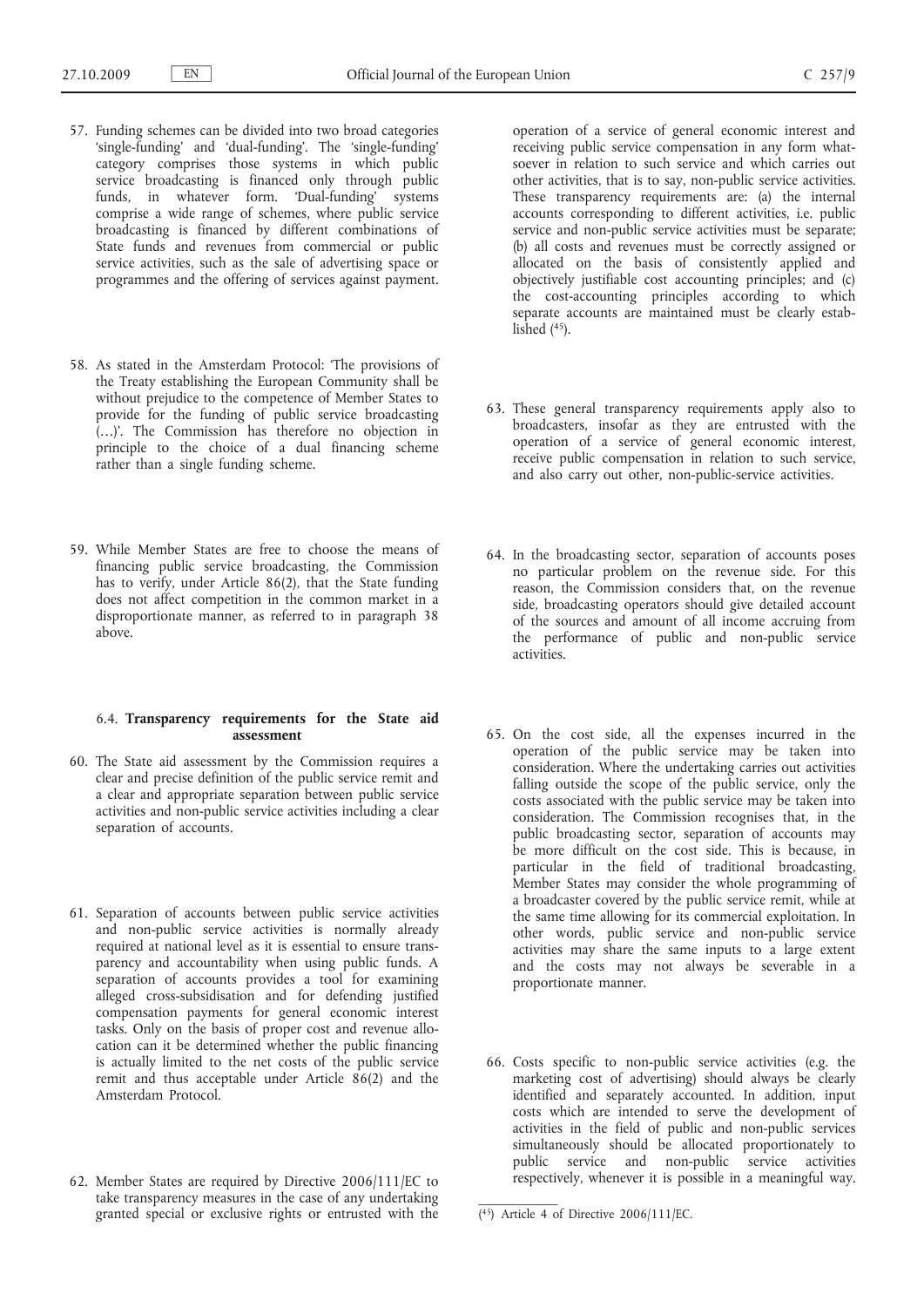57. Funding schemes can be divided into two broad categories 'single-funding' and 'dual-funding'. The 'single-funding' category comprises those systems in which public service broadcasting is financed only through public funds, in whatever form. 'Dual-funding' systems comprise a wide range of schemes, where public service broadcasting is financed by different combinations of State funds and revenues from commercial or public service activities, such as the sale of advertising space or programmes and the offering of services against payment.

58. As stated in the Amsterdam Protocol: 'The provisions of the Treaty establishing the European Community shall be without prejudice to the competence of Member States to provide for the funding of public service broadcasting (…)'. The Commission has therefore no objection in principle to the choice of a dual financing scheme rather than a single funding scheme.

59. While Member States are free to choose the means of financing public service broadcasting, the Commission has to verify, under Article 86(2), that the State funding does not affect competition in the common market in a disproportionate manner, as referred to in paragraph 38 above.

### 6.4. **Transparency requirements for the State aid assessment**

60. The State aid assessment by the Commission requires a clear and precise definition of the public service remit and a clear and appropriate separation between public service activities and non-public service activities including a clear separation of accounts.

61. Separation of accounts between public service activities and non-public service activities is normally already required at national level as it is essential to ensure transparency and accountability when using public funds. A separation of accounts provides a tool for examining alleged cross-subsidisation and for defending justified compensation payments for general economic interest tasks. Only on the basis of proper cost and revenue allocation can it be determined whether the public financing is actually limited to the net costs of the public service remit and thus acceptable under Article 86(2) and the Amsterdam Protocol.

62. Member States are required by Directive 2006/111/EC to take transparency measures in the case of any undertaking granted special or exclusive rights or entrusted with the operation of a service of general economic interest and receiving public service compensation in any form whatsoever in relation to such service and which carries out other activities, that is to say, non-public service activities. These transparency requirements are: (a) the internal accounts corresponding to different activities, i.e. public service and non-public service activities must be separate; (b) all costs and revenues must be correctly assigned or allocated on the basis of consistently applied and objectively justifiable cost accounting principles; and (c) the cost-accounting principles according to which separate accounts are maintained must be clearly established [45].

63. These general transparency requirements apply also to broadcasters, insofar as they are entrusted with the operation of a service of general economic interest, receive public compensation in relation to such service, and also carry out other, non-public-service activities.

64. In the broadcasting sector, separation of accounts poses no particular problem on the revenue side. For this reason, the Commission considers that, on the revenue side, broadcasting operators should give detailed account of the sources and amount of all income accruing from the performance of public and non-public service activities.

65. On the cost side, all the expenses incurred in the operation of the public service may be taken into consideration. Where the undertaking carries out activities falling outside the scope of the public service, only the costs associated with the public service may be taken into consideration. The Commission recognises that, in the public broadcasting sector, separation of accounts may be more difficult on the cost side. This is because, in particular in the field of traditional broadcasting, Member States may consider the whole programming of a broadcaster covered by the public service remit, while at the same time allowing for its commercial exploitation. In other words, public service and non-public service activities may share the same inputs to a large extent and the costs may not always be severable in a proportionate manner.

66. Costs specific to non-public service activities (e.g. the marketing cost of advertising) should always be clearly identified and separately accounted. In addition, input costs which are intended to serve the development of activities in the field of public and non-public services simultaneously should be allocated proportionately to public service and non-public service activities respectively, whenever it is possible in a meaningful way.

---

[45] Article 4 of Directive 2006/111/EC.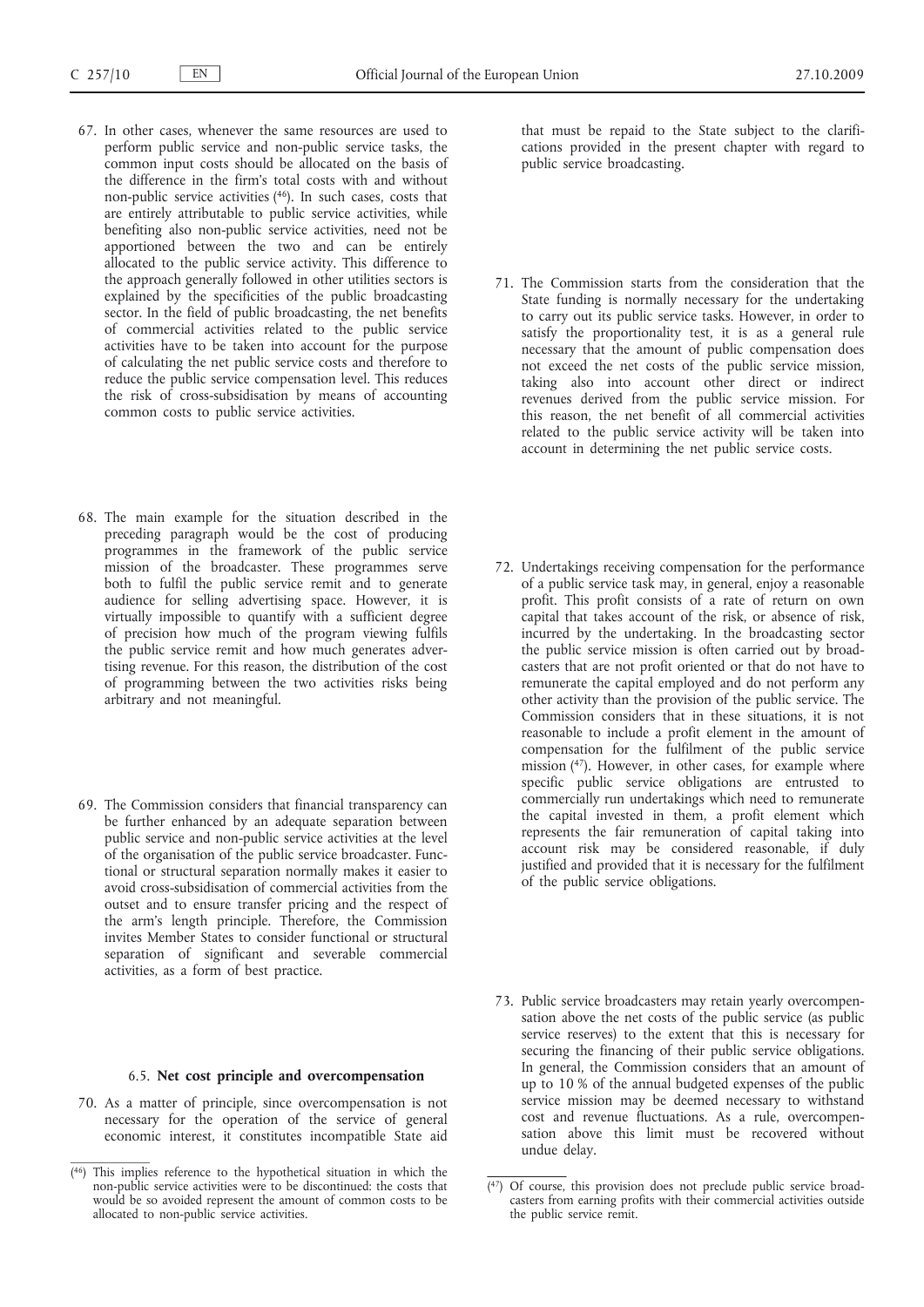67. In other cases, whenever the same resources are used to perform public service and non-public service tasks, the common input costs should be allocated on the basis of the difference in the firm's total costs with and without non-public service activities [46]. In such cases, costs that are entirely attributable to public service activities, while benefiting also non-public service activities, need not be apportioned between the two and can be entirely allocated to the public service activity. This difference to the approach generally followed in other utilities sectors is explained by the specificities of the public broadcasting sector. In the field of public broadcasting, the net benefits of commercial activities related to the public service activities have to be taken into account for the purpose of calculating the net public service costs and therefore to reduce the public service compensation level. This reduces the risk of cross-subsidisation by means of accounting common costs to public service activities.

68. The main example for the situation described in the preceding paragraph would be the cost of producing programmes in the framework of the public service mission of the broadcaster. These programmes serve both to fulfil the public service remit and to generate audience for selling advertising space. However, it is virtually impossible to quantify with a sufficient degree of precision how much of the program viewing fulfils the public service remit and how much generates advertising revenue. For this reason, the distribution of the cost of programming between the two activities risks being arbitrary and not meaningful.

69. The Commission considers that financial transparency can be further enhanced by an adequate separation between public service and non-public service activities at the level of the organisation of the public service broadcaster. Functional or structural separation normally makes it easier to avoid cross-subsidisation of commercial activities from the outset and to ensure transfer pricing and the respect of the arm's length principle. Therefore, the Commission invites Member States to consider functional or structural separation of significant and severable commercial activities, as a form of best practice.

### 6.5. **Net cost principle and overcompensation**

70. As a matter of principle, since overcompensation is not necessary for the operation of the service of general economic interest, it constitutes incompatible State aid that must be repaid to the State subject to the clarifications provided in the present chapter with regard to public service broadcasting.

71. The Commission starts from the consideration that the State funding is normally necessary for the undertaking to carry out its public service tasks. However, in order to satisfy the proportionality test, it is as a general rule necessary that the amount of public compensation does not exceed the net costs of the public service mission, taking also into account other direct or indirect revenues derived from the public service mission. For this reason, the net benefit of all commercial activities related to the public service activity will be taken into account in determining the net public service costs.

72. Undertakings receiving compensation for the performance of a public service task may, in general, enjoy a reasonable profit. This profit consists of a rate of return on own capital that takes account of the risk, or absence of risk, incurred by the undertaking. In the broadcasting sector the public service mission is often carried out by broadcasters that are not profit oriented or that do not have to remunerate the capital employed and do not perform any other activity than the provision of the public service. The Commission considers that in these situations, it is not reasonable to include a profit element in the amount of compensation for the fulfilment of the public service mission [47]. However, in other cases, for example where specific public service obligations are entrusted to commercially run undertakings which need to remunerate the capital invested in them, a profit element which represents the fair remuneration of capital taking into account risk may be considered reasonable, if duly justified and provided that it is necessary for the fulfilment of the public service obligations.

73. Public service broadcasters may retain yearly overcompensation above the net costs of the public service (as public service reserves) to the extent that this is necessary for securing the financing of their public service obligations. In general, the Commission considers that an amount of up to 10 % of the annual budgeted expenses of the public service mission may be deemed necessary to withstand cost and revenue fluctuations. As a rule, overcompensation above this limit must be recovered without undue delay.

---

[46] This implies reference to the hypothetical situation in which the non-public service activities were to be discontinued: the costs that would be so avoided represent the amount of common costs to be allocated to non-public service activities.

[47] Of course, this provision does not preclude public service broadcasters from earning profits with their commercial activities outside the public service remit.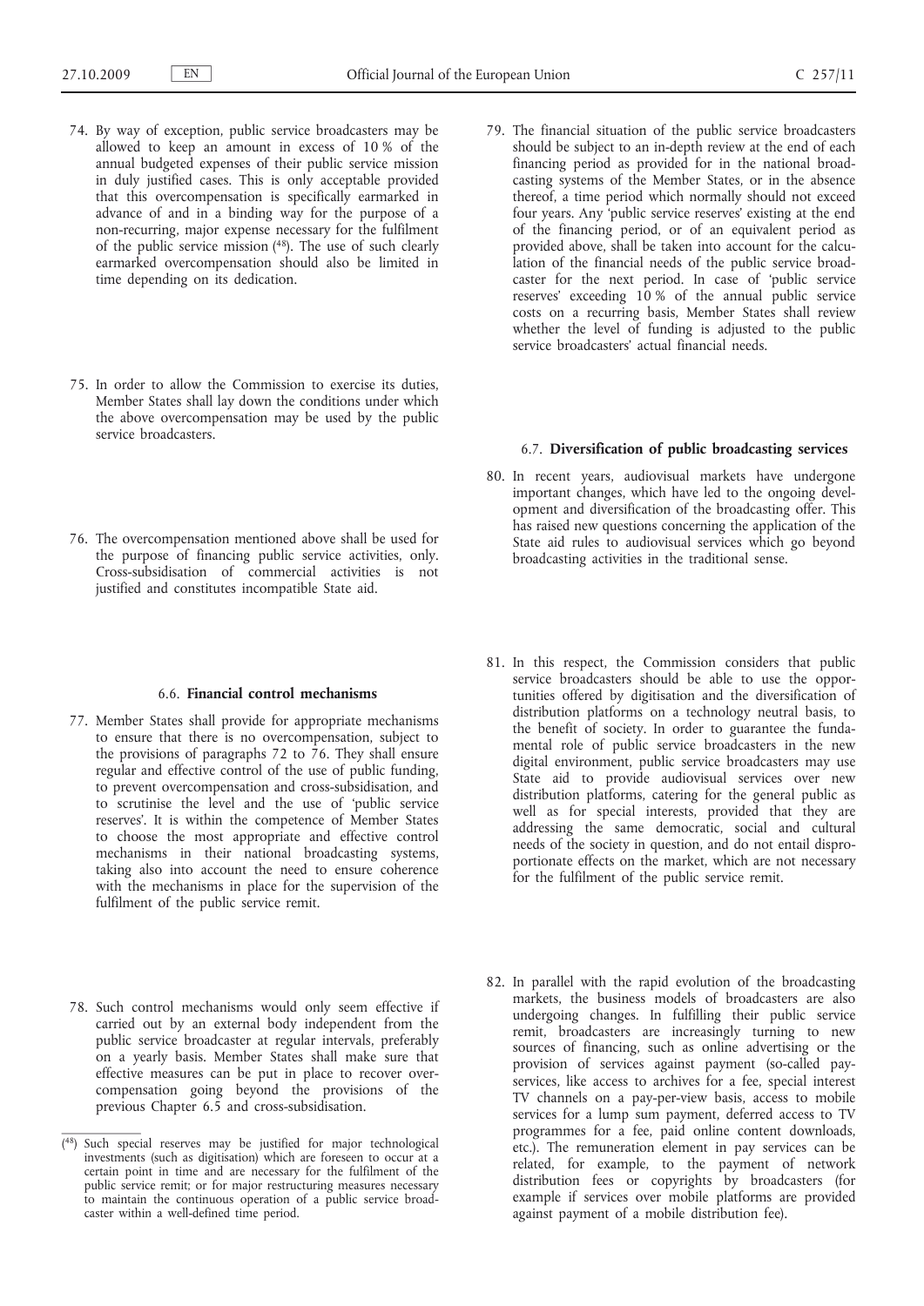74. By way of exception, public service broadcasters may be allowed to keep an amount in excess of 10 % of the annual budgeted expenses of their public service mission in duly justified cases. This is only acceptable provided that this overcompensation is specifically earmarked in advance of and in a binding way for the purpose of a non-recurring, major expense necessary for the fulfilment of the public service mission [48]. The use of such clearly earmarked overcompensation should also be limited in time depending on its dedication.

75. In order to allow the Commission to exercise its duties, Member States shall lay down the conditions under which the above overcompensation may be used by the public service broadcasters.

76. The overcompensation mentioned above shall be used for the purpose of financing public service activities, only. Cross-subsidisation of commercial activities is not justified and constitutes incompatible State aid.

### 6.6. **Financial control mechanisms**

77. Member States shall provide for appropriate mechanisms to ensure that there is no overcompensation, subject to the provisions of paragraphs 72 to 76. They shall ensure regular and effective control of the use of public funding, to prevent overcompensation and cross-subsidisation, and to scrutinise the level and the use of 'public service reserves'. It is within the competence of Member States to choose the most appropriate and effective control mechanisms in their national broadcasting systems, taking also into account the need to ensure coherence with the mechanisms in place for the supervision of the fulfilment of the public service remit.

78. Such control mechanisms would only seem effective if carried out by an external body independent from the public service broadcaster at regular intervals, preferably on a yearly basis. Member States shall make sure that effective measures can be put in place to recover overcompensation going beyond the provisions of the previous Chapter 6.5 and cross-subsidisation.

79. The financial situation of the public service broadcasters should be subject to an in-depth review at the end of each financing period as provided for in the national broadcasting systems of the Member States, or in the absence thereof, a time period which normally should not exceed four years. Any 'public service reserves' existing at the end of the financing period, or of an equivalent period as provided above, shall be taken into account for the calculation of the financial needs of the public service broadcaster for the next period. In case of 'public service reserves' exceeding 10 % of the annual public service costs on a recurring basis, Member States shall review whether the level of funding is adjusted to the public service broadcasters' actual financial needs.

### 6.7. **Diversification of public broadcasting services**

80. In recent years, audiovisual markets have undergone important changes, which have led to the ongoing development and diversification of the broadcasting offer. This has raised new questions concerning the application of the State aid rules to audiovisual services which go beyond broadcasting activities in the traditional sense.

81. In this respect, the Commission considers that public service broadcasters should be able to use the opportunities offered by digitisation and the diversification of distribution platforms on a technology neutral basis, to the benefit of society. In order to guarantee the fundamental role of public service broadcasters in the new digital environment, public service broadcasters may use State aid to provide audiovisual services over new distribution platforms, catering for the general public as well as for special interests, provided that they are addressing the same democratic, social and cultural needs of the society in question, and do not entail disproportionate effects on the market, which are not necessary for the fulfilment of the public service remit.

82. In parallel with the rapid evolution of the broadcasting markets, the business models of broadcasters are also undergoing changes. In fulfilling their public service remit, broadcasters are increasingly turning to new sources of financing, such as online advertising or the provision of services against payment (so-called pay-services, like access to archives for a fee, special interest TV channels on a pay-per-view basis, access to mobile services for a lump sum payment, deferred access to TV programmes for a fee, paid online content downloads, etc.). The remuneration element in pay services can be related, for example, to the payment of network distribution fees or copyrights by broadcasters (for example if services over mobile platforms are provided against payment of a mobile distribution fee).

---

[48] Such special reserves may be justified for major technological investments (such as digitisation) which are foreseen to occur at a certain point in time and are necessary for the fulfilment of the public service remit; or for major restructuring measures necessary to maintain the continuous operation of a public service broadcaster within a well-defined time period.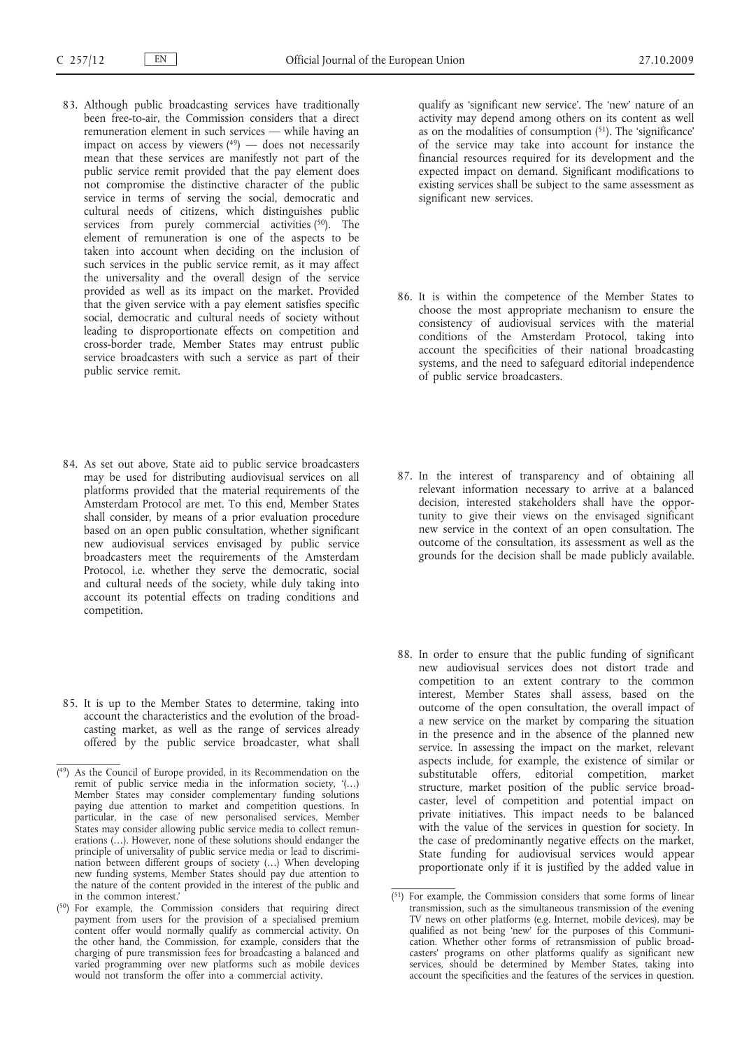83. Although public broadcasting services have traditionally been free-to-air, the Commission considers that a direct remuneration element in such services — while having an impact on access by viewers [49] — does not necessarily mean that these services are manifestly not part of the public service remit provided that the pay element does not compromise the distinctive character of the public service in terms of serving the social, democratic and cultural needs of citizens, which distinguishes public services from purely commercial activities [50]. The element of remuneration is one of the aspects to be taken into account when deciding on the inclusion of such services in the public service remit, as it may affect the universality and the overall design of the service provided as well as its impact on the market. Provided that the given service with a pay element satisfies specific social, democratic and cultural needs of society without leading to disproportionate effects on competition and cross-border trade, Member States may entrust public service broadcasters with such a service as part of their public service remit.

84. As set out above, State aid to public service broadcasters may be used for distributing audiovisual services on all platforms provided that the material requirements of the Amsterdam Protocol are met. To this end, Member States shall consider, by means of a prior evaluation procedure based on an open public consultation, whether significant new audiovisual services envisaged by public service broadcasters meet the requirements of the Amsterdam Protocol, i.e. whether they serve the democratic, social and cultural needs of the society, while duly taking into account its potential effects on trading conditions and competition.

85. It is up to the Member States to determine, taking into account the characteristics and the evolution of the broadcasting market, as well as the range of services already offered by the public service broadcaster, what shall qualify as 'significant new service'. The 'new' nature of an activity may depend among others on its content as well as on the modalities of consumption [51]. The 'significance' of the service may take into account for instance the financial resources required for its development and the expected impact on demand. Significant modifications to existing services shall be subject to the same assessment as significant new services.

86. It is within the competence of the Member States to choose the most appropriate mechanism to ensure the consistency of audiovisual services with the material conditions of the Amsterdam Protocol, taking into account the specificities of their national broadcasting systems, and the need to safeguard editorial independence of public service broadcasters.

87. In the interest of transparency and of obtaining all relevant information necessary to arrive at a balanced decision, interested stakeholders shall have the opportunity to give their views on the envisaged significant new service in the context of an open consultation. The outcome of the consultation, its assessment as well as the grounds for the decision shall be made publicly available.

88. In order to ensure that the public funding of significant new audiovisual services does not distort trade and competition to an extent contrary to the common interest, Member States shall assess, based on the outcome of the open consultation, the overall impact of a new service on the market by comparing the situation in the presence and in the absence of the planned new service. In assessing the impact on the market, relevant aspects include, for example, the existence of similar or substitutable offers, editorial competition, market structure, market position of the public service broadcaster, level of competition and potential impact on private initiatives. This impact needs to be balanced with the value of the services in question for society. In the case of predominantly negative effects on the market, State funding for audiovisual services would appear proportionate only if it is justified by the added value in

---

[49] As the Council of Europe provided, in its Recommendation on the remit of public service media in the information society, '(…) Member States may consider complementary funding solutions paying due attention to market and competition questions. In particular, in the case of new personalised services, Member States may consider allowing public service media to collect remunerations (…). However, none of these solutions should endanger the principle of universality of public service media or lead to discrimination between different groups of society (…) When developing new funding systems, Member States should pay due attention to the nature of the content provided in the interest of the public and in the common interest.'

[50] For example, the Commission considers that requiring direct payment from users for the provision of a specialised premium content offer would normally qualify as commercial activity. On the other hand, the Commission, for example, considers that the charging of pure transmission fees for broadcasting a balanced and varied programming over new platforms such as mobile devices would not transform the offer into a commercial activity.

[51] For example, the Commission considers that some forms of linear transmission, such as the simultaneous transmission of the evening TV news on other platforms (e.g. Internet, mobile devices), may be qualified as not being 'new' for the purposes of this Communication. Whether other forms of retransmission of public broadcasters' programs on other platforms qualify as significant new services, should be determined by Member States, taking into account the specificities and the features of the services in question.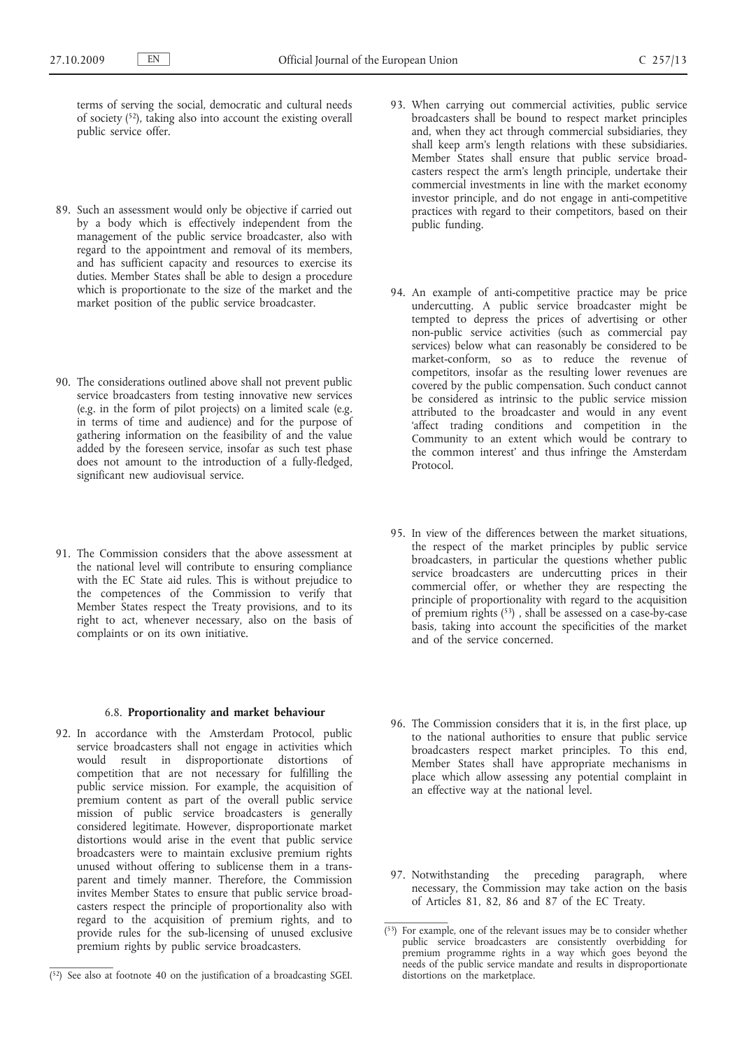terms of serving the social, democratic and cultural needs of society [52], taking also into account the existing overall public service offer.

89. Such an assessment would only be objective if carried out by a body which is effectively independent from the management of the public service broadcaster, also with regard to the appointment and removal of its members, and has sufficient capacity and resources to exercise its duties. Member States shall be able to design a procedure which is proportionate to the size of the market and the market position of the public service broadcaster.

90. The considerations outlined above shall not prevent public service broadcasters from testing innovative new services (e.g. in the form of pilot projects) on a limited scale (e.g. in terms of time and audience) and for the purpose of gathering information on the feasibility of and the value added by the foreseen service, insofar as such test phase does not amount to the introduction of a fully-fledged, significant new audiovisual service.

91. The Commission considers that the above assessment at the national level will contribute to ensuring compliance with the EC State aid rules. This is without prejudice to the competences of the Commission to verify that Member States respect the Treaty provisions, and to its right to act, whenever necessary, also on the basis of complaints or on its own initiative.

### 6.8. **Proportionality and market behaviour**

92. In accordance with the Amsterdam Protocol, public service broadcasters shall not engage in activities which would result in disproportionate distortions of competition that are not necessary for fulfilling the public service mission. For example, the acquisition of premium content as part of the overall public service mission of public service broadcasters is generally considered legitimate. However, disproportionate market distortions would arise in the event that public service broadcasters were to maintain exclusive premium rights unused without offering to sublicense them in a transparent and timely manner. Therefore, the Commission invites Member States to ensure that public service broadcasters respect the principle of proportionality also with regard to the acquisition of premium rights, and to provide rules for the sub-licensing of unused exclusive premium rights by public service broadcasters.

93. When carrying out commercial activities, public service broadcasters shall be bound to respect market principles and, when they act through commercial subsidiaries, they shall keep arm's length relations with these subsidiaries. Member States shall ensure that public service broadcasters respect the arm's length principle, undertake their commercial investments in line with the market economy investor principle, and do not engage in anti-competitive practices with regard to their competitors, based on their public funding.

94. An example of anti-competitive practice may be price undercutting. A public service broadcaster might be tempted to depress the prices of advertising or other non-public service activities (such as commercial pay services) below what can reasonably be considered to be market-conform, so as to reduce the revenue of competitors, insofar as the resulting lower revenues are covered by the public compensation. Such conduct cannot be considered as intrinsic to the public service mission attributed to the broadcaster and would in any event 'affect trading conditions and competition in the Community to an extent which would be contrary to the common interest' and thus infringe the Amsterdam Protocol.

95. In view of the differences between the market situations, the respect of the market principles by public service broadcasters, in particular the questions whether public service broadcasters are undercutting prices in their commercial offer, or whether they are respecting the principle of proportionality with regard to the acquisition of premium rights [53], shall be assessed on a case-by-case basis, taking into account the specificities of the market and of the service concerned.

96. The Commission considers that it is, in the first place, up to the national authorities to ensure that public service broadcasters respect market principles. To this end, Member States shall have appropriate mechanisms in place which allow assessing any potential complaint in an effective way at the national level.

97. Notwithstanding the preceding paragraph, where necessary, the Commission may take action on the basis of Articles 81, 82, 86 and 87 of the EC Treaty.

---

[52] See also at footnote 40 on the justification of a broadcasting SGEI.

[53] For example, one of the relevant issues may be to consider whether public service broadcasters are consistently overbidding for premium programme rights in a way which goes beyond the needs of the public service mandate and results in disproportionate distortions on the marketplace.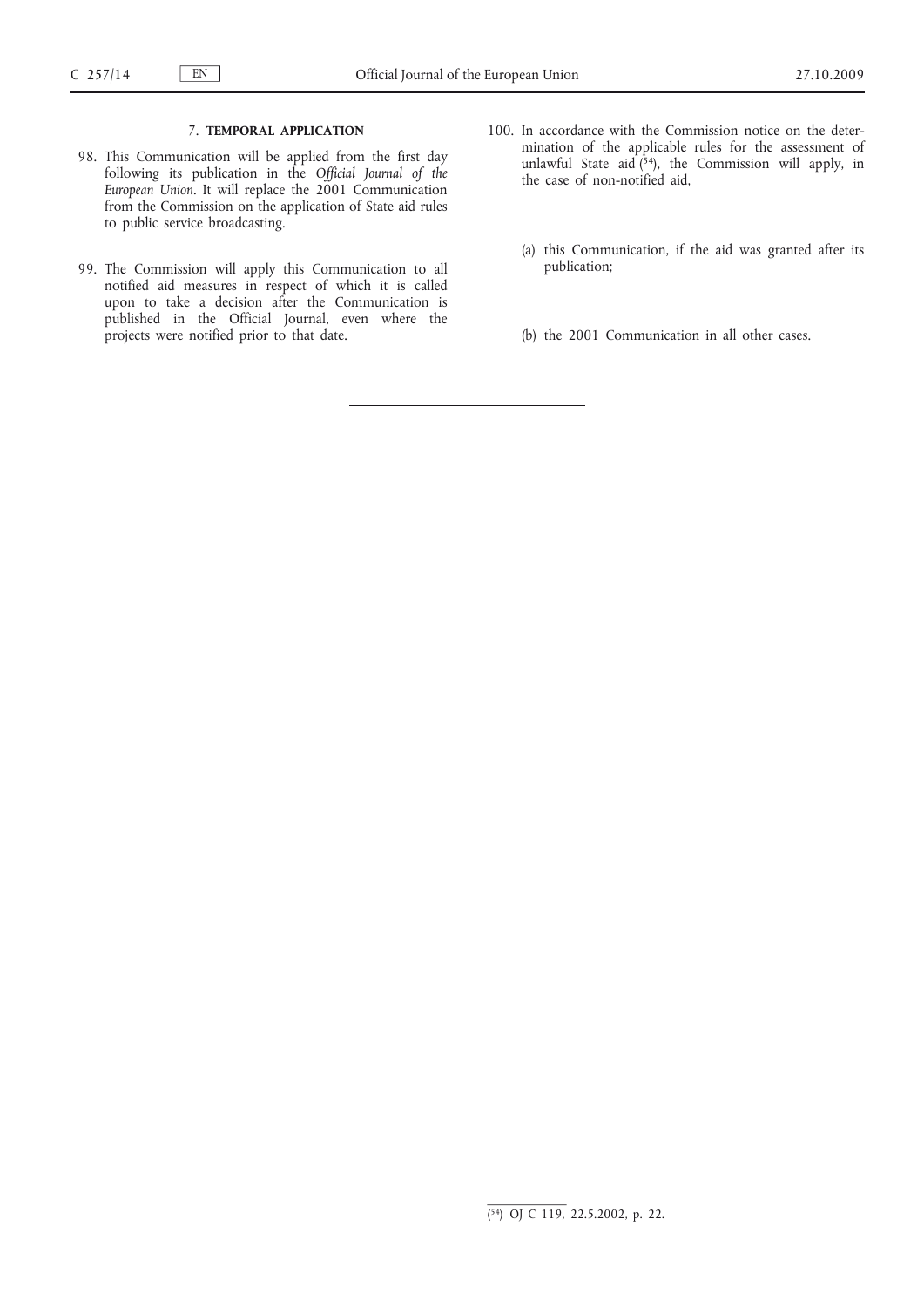## 7. **TEMPORAL APPLICATION**

98. This Communication will be applied from the first day following its publication in the *Official Journal of the European Union*. It will replace the 2001 Communication from the Commission on the application of State aid rules to public service broadcasting.

99. The Commission will apply this Communication to all notified aid measures in respect of which it is called upon to take a decision after the Communication is published in the Official Journal, even where the projects were notified prior to that date.

100. In accordance with the Commission notice on the determination of the applicable rules for the assessment of unlawful State aid [54], the Commission will apply, in the case of non-notified aid,

(a) this Communication, if the aid was granted after its publication;

(b) the 2001 Communication in all other cases.

---

[54] OJ C 119, 22.5.2002, p. 22.